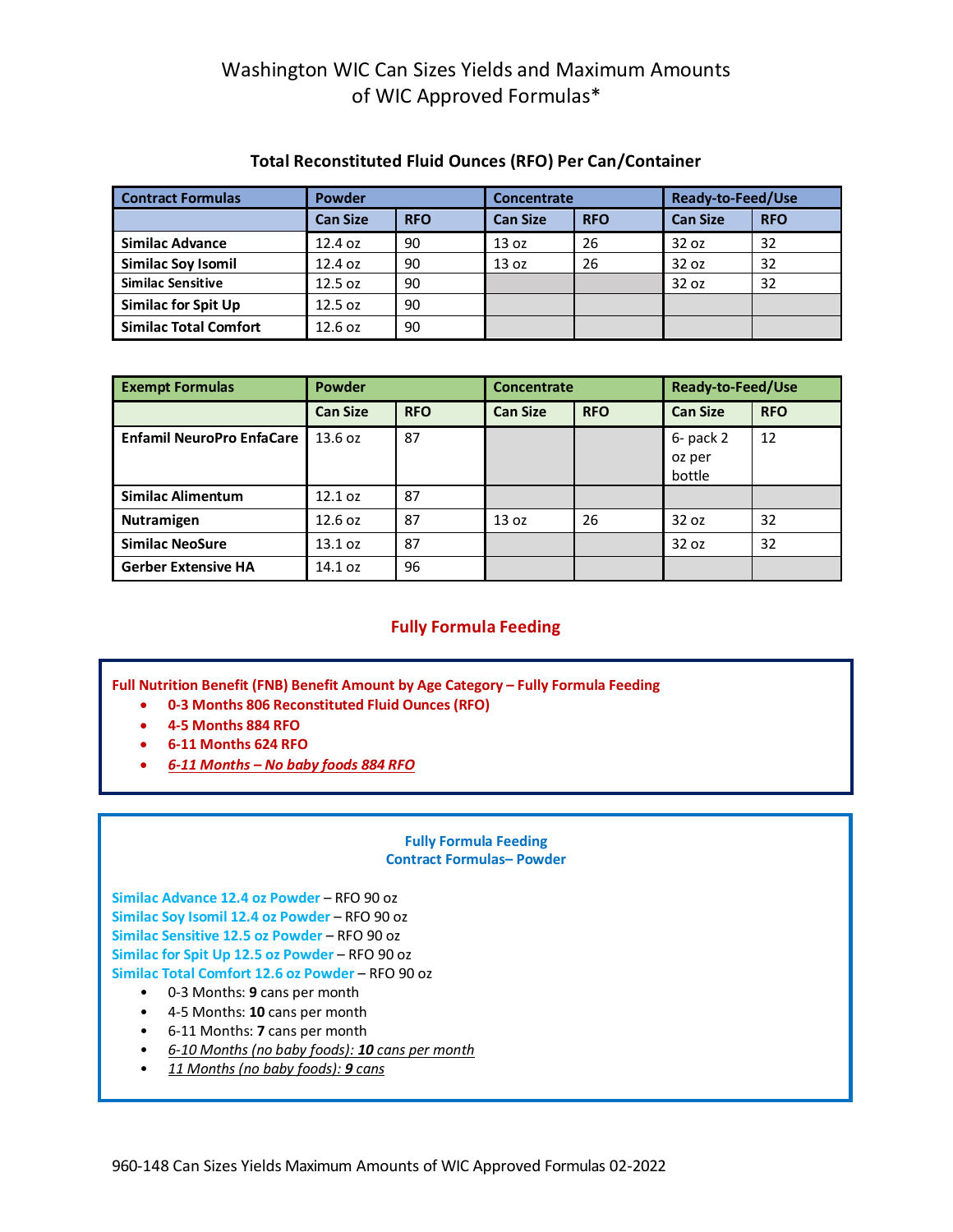# Washington WIC Can Sizes Yields and Maximum Amounts of WIC Approved Formulas*

## Total Reconstituted Fluid Ounces (RFO) Per Can/Container

| Contract Formulas | Powder | | Concentrate | | Ready-to-Feed/Use | |
|---|---|---|---|---|---|---|
| | Can Size | RFO | Can Size | RFO | Can Size | RFO |
| **Similac Advance** | 12.4 oz | 90 | 13 oz | 26 | 32 oz | 32 |
| **Similac Soy Isomil** | 12.4 oz | 90 | 13 oz | 26 | 32 oz | 32 |
| **Similac Sensitive** | 12.5 oz | 90 | | | 32 oz | 32 |
| **Similac for Spit Up** | 12.5 oz | 90 | | | | |
| **Similac Total Comfort** | 12.6 oz | 90 | | | | |

| Exempt Formulas | Powder | | Concentrate | | Ready-to-Feed/Use | |
|---|---|---|---|---|---|---|
| | Can Size | RFO | Can Size | RFO | Can Size | RFO |
| **Enfamil NeuroPro EnfaCare** | 13.6 oz | 87 | | | 6- pack 2 oz per bottle | 12 |
| **Similac Alimentum** | 12.1 oz | 87 | | | | |
| **Nutramigen** | 12.6 oz | 87 | 13 oz | 26 | 32 oz | 32 |
| **Similac NeoSure** | 13.1 oz | 87 | | | 32 oz | 32 |
| **Gerber Extensive HA** | 14.1 oz | 96 | | | | |

## Fully Formula Feeding

**Full Nutrition Benefit (FNB) Benefit Amount by Age Category – Fully Formula Feeding**

- **0-3 Months 806 Reconstituted Fluid Ounces (RFO)**
- **4-5 Months 884 RFO**
- **6-11 Months 624 RFO**
- ***6-11 Months – No baby foods 884 RFO***

### Fully Formula Feeding
### Contract Formulas– Powder

**Similac Advance 12.4 oz Powder** – RFO 90 oz
**Similac Soy Isomil 12.4 oz Powder** – RFO 90 oz
**Similac Sensitive 12.5 oz Powder** – RFO 90 oz
**Similac for Spit Up 12.5 oz Powder** – RFO 90 oz
**Similac Total Comfort 12.6 oz Powder** – RFO 90 oz

- 0-3 Months: **9** cans per month
- 4-5 Months: **10** cans per month
- 6-11 Months: **7** cans per month
- *6-10 Months (no baby foods): **10** cans per month*
- *11 Months (no baby foods): **9** cans*

960-148 Can Sizes Yields Maximum Amounts of WIC Approved Formulas 02-2022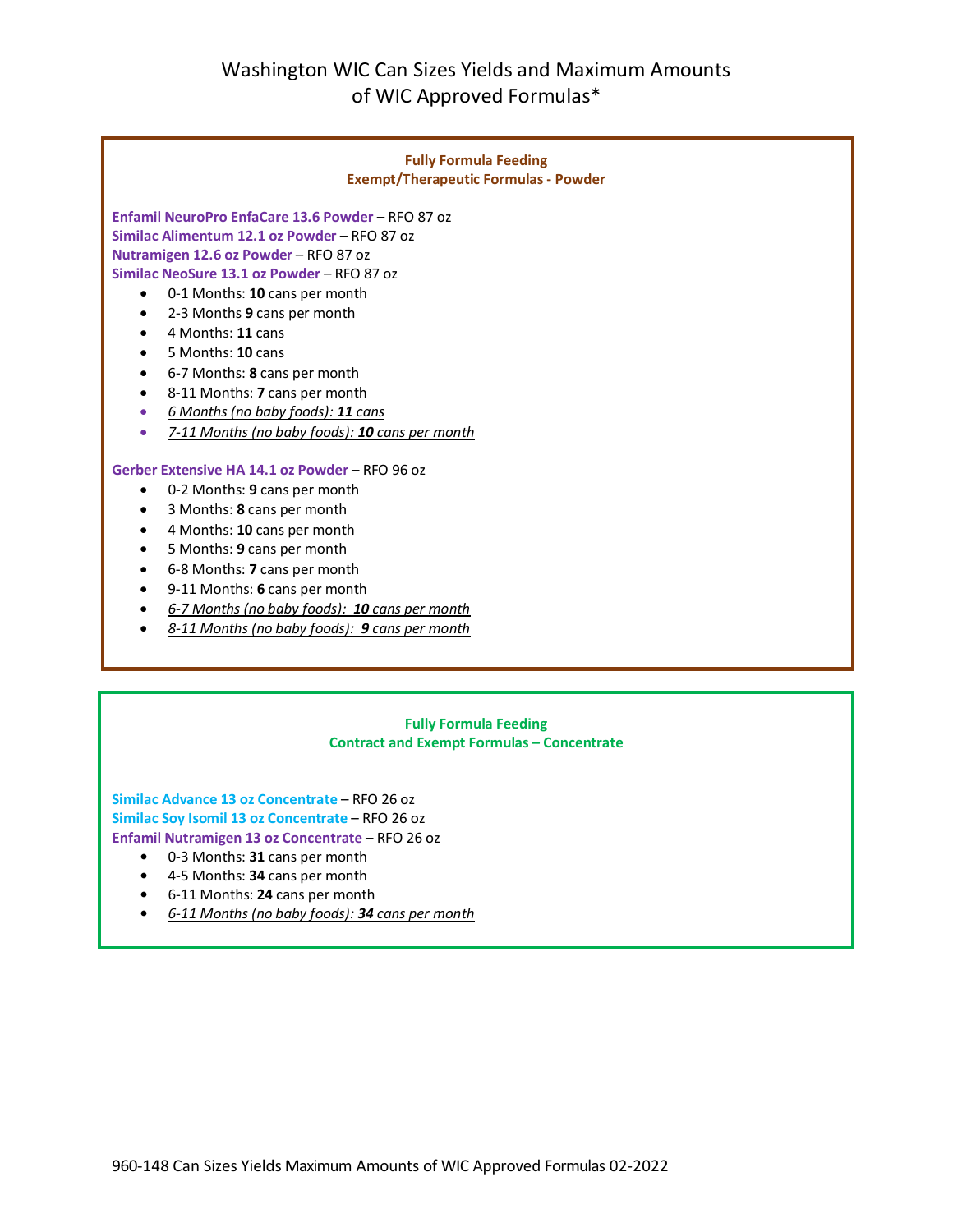# Washington WIC Can Sizes Yields and Maximum Amounts of WIC Approved Formulas*

## Fully Formula Feeding
### Exempt/Therapeutic Formulas - Powder

**Enfamil NeuroPro EnfaCare 13.6 Powder** – RFO 87 oz
**Similac Alimentum 12.1 oz Powder** – RFO 87 oz
**Nutramigen 12.6 oz Powder** – RFO 87 oz
**Similac NeoSure 13.1 oz Powder** – RFO 87 oz

- 0-1 Months: **10** cans per month
- 2-3 Months **9** cans per month
- 4 Months: **11** cans
- 5 Months: **10** cans
- 6-7 Months: **8** cans per month
- 8-11 Months: **7** cans per month
- *6 Months (no baby foods): **11** cans*
- *7-11 Months (no baby foods): **10** cans per month*

**Gerber Extensive HA 14.1 oz Powder** – RFO 96 oz

- 0-2 Months: **9** cans per month
- 3 Months: **8** cans per month
- 4 Months: **10** cans per month
- 5 Months: **9** cans per month
- 6-8 Months: **7** cans per month
- 9-11 Months: **6** cans per month
- *6-7 Months (no baby foods): **10** cans per month*
- *8-11 Months (no baby foods): **9** cans per month*

## Fully Formula Feeding
### Contract and Exempt Formulas – Concentrate

**Similac Advance 13 oz Concentrate** – RFO 26 oz
**Similac Soy Isomil 13 oz Concentrate** – RFO 26 oz
**Enfamil Nutramigen 13 oz Concentrate** – RFO 26 oz

- 0-3 Months: **31** cans per month
- 4-5 Months: **34** cans per month
- 6-11 Months: **24** cans per month
- *6-11 Months (no baby foods): **34** cans per month*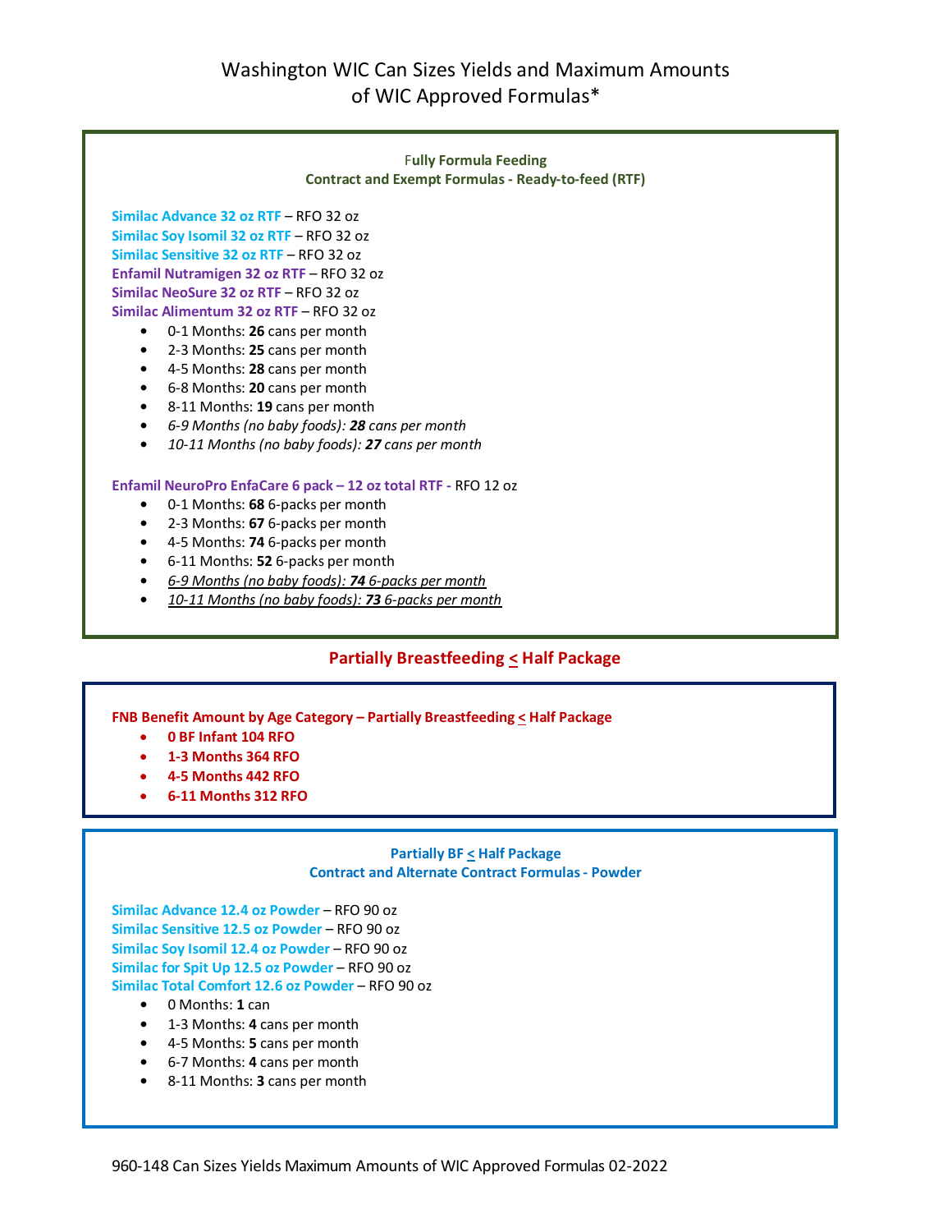# Washington WIC Can Sizes Yields and Maximum Amounts of WIC Approved Formulas*

**Fully Formula Feeding**
**Contract and Exempt Formulas - Ready-to-feed (RTF)**

**Similac Advance 32 oz RTF** – RFO 32 oz
**Similac Soy Isomil 32 oz RTF** – RFO 32 oz
**Similac Sensitive 32 oz RTF** – RFO 32 oz
**Enfamil Nutramigen 32 oz RTF** – RFO 32 oz
**Similac NeoSure 32 oz RTF** – RFO 32 oz
**Similac Alimentum 32 oz RTF** – RFO 32 oz

- 0-1 Months: **26** cans per month
- 2-3 Months: **25** cans per month
- 4-5 Months: **28** cans per month
- 6-8 Months: **20** cans per month
- 8-11 Months: **19** cans per month
- *6-9 Months (no baby foods): **28** cans per month*
- *10-11 Months (no baby foods): **27** cans per month*

**Enfamil NeuroPro EnfaCare 6 pack – 12 oz total RTF** - RFO 12 oz

- 0-1 Months: **68** 6-packs per month
- 2-3 Months: **67** 6-packs per month
- 4-5 Months: **74** 6-packs per month
- 6-11 Months: **52** 6-packs per month
- *6-9 Months (no baby foods): **74** 6-packs per month*
- *10-11 Months (no baby foods): **73** 6-packs per month*

## Partially Breastfeeding < Half Package

**FNB Benefit Amount by Age Category – Partially Breastfeeding < Half Package**

- **0 BF Infant 104 RFO**
- **1-3 Months 364 RFO**
- **4-5 Months 442 RFO**
- **6-11 Months 312 RFO**

**Partially BF < Half Package**
**Contract and Alternate Contract Formulas - Powder**

**Similac Advance 12.4 oz Powder** – RFO 90 oz
**Similac Sensitive 12.5 oz Powder** – RFO 90 oz
**Similac Soy Isomil 12.4 oz Powder** – RFO 90 oz
**Similac for Spit Up 12.5 oz Powder** – RFO 90 oz
**Similac Total Comfort 12.6 oz Powder** – RFO 90 oz

- 0 Months: **1** can
- 1-3 Months: **4** cans per month
- 4-5 Months: **5** cans per month
- 6-7 Months: **4** cans per month
- 8-11 Months: **3** cans per month

960-148 Can Sizes Yields Maximum Amounts of WIC Approved Formulas 02-2022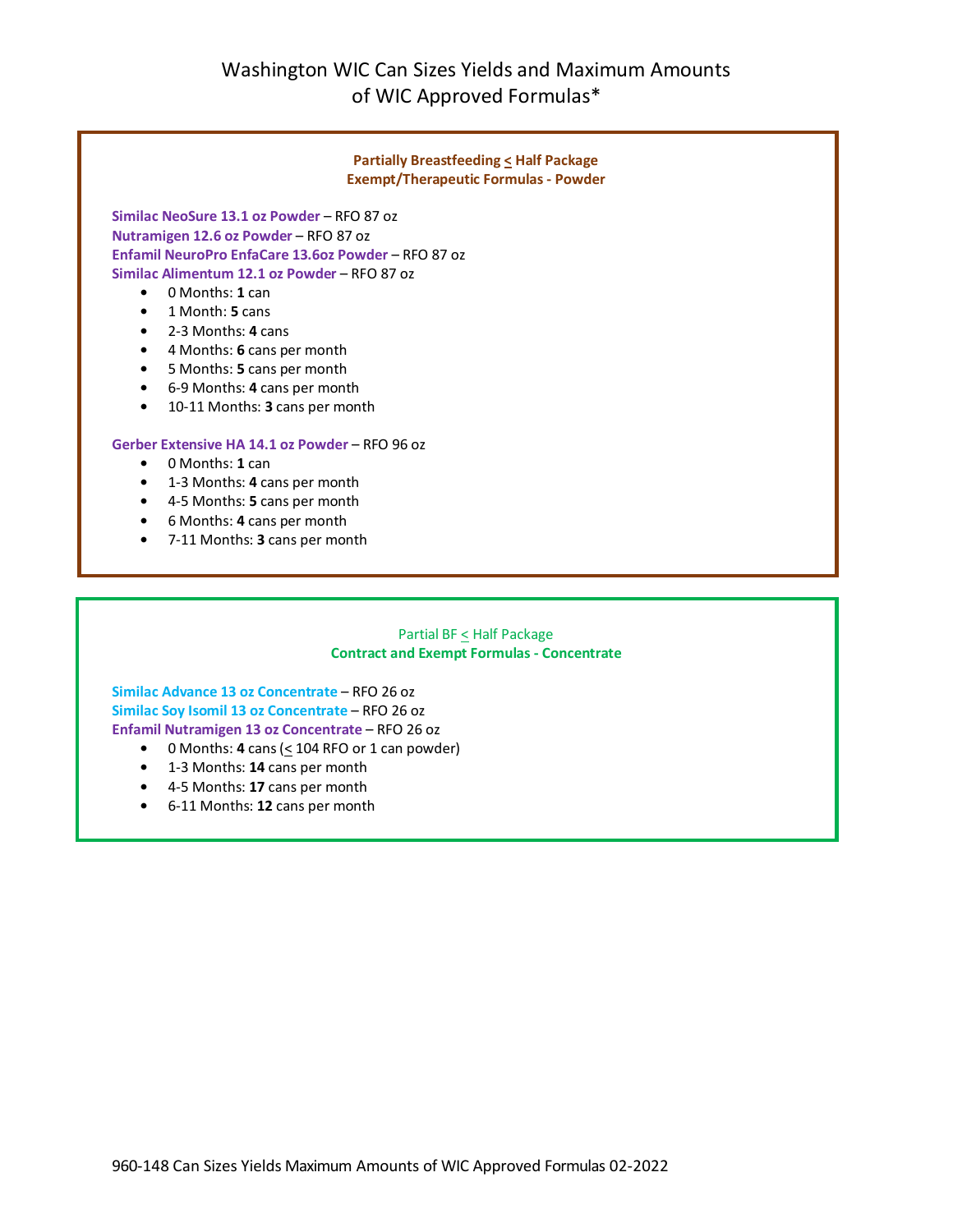# Washington WIC Can Sizes Yields and Maximum Amounts of WIC Approved Formulas*

**Partially Breastfeeding ≤ Half Package**
**Exempt/Therapeutic Formulas - Powder**

**Similac NeoSure 13.1 oz Powder** – RFO 87 oz
**Nutramigen 12.6 oz Powder** – RFO 87 oz
**Enfamil NeuroPro EnfaCare 13.6oz Powder** – RFO 87 oz
**Similac Alimentum 12.1 oz Powder** – RFO 87 oz

- 0 Months: **1** can
- 1 Month: **5** cans
- 2-3 Months: **4** cans
- 4 Months: **6** cans per month
- 5 Months: **5** cans per month
- 6-9 Months: **4** cans per month
- 10-11 Months: **3** cans per month

**Gerber Extensive HA 14.1 oz Powder** – RFO 96 oz

- 0 Months: **1** can
- 1-3 Months: **4** cans per month
- 4-5 Months: **5** cans per month
- 6 Months: **4** cans per month
- 7-11 Months: **3** cans per month

Partial BF ≤ Half Package
**Contract and Exempt Formulas - Concentrate**

**Similac Advance 13 oz Concentrate** – RFO 26 oz
**Similac Soy Isomil 13 oz Concentrate** – RFO 26 oz
**Enfamil Nutramigen 13 oz Concentrate** – RFO 26 oz

- 0 Months: **4** cans (≤ 104 RFO or 1 can powder)
- 1-3 Months: **14** cans per month
- 4-5 Months: **17** cans per month
- 6-11 Months: **12** cans per month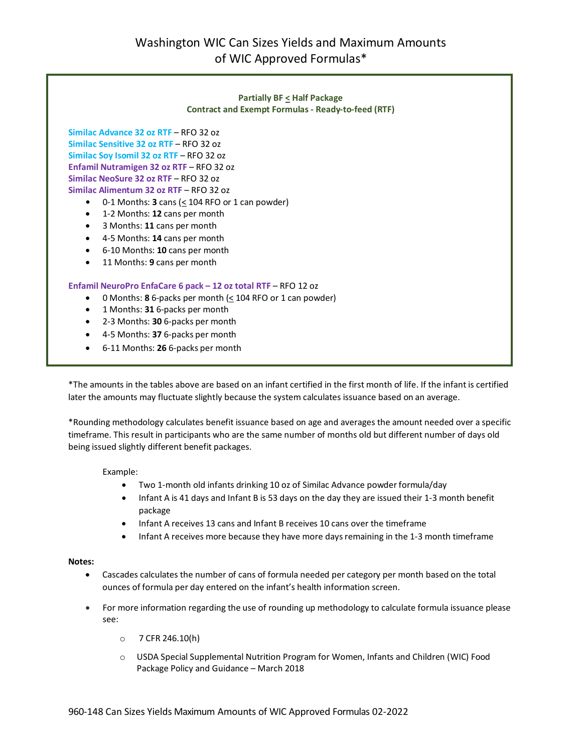# Washington WIC Can Sizes Yields and Maximum Amounts of WIC Approved Formulas*

**Partially BF ≤ Half Package**
**Contract and Exempt Formulas - Ready-to-feed (RTF)**

**Similac Advance 32 oz RTF** – RFO 32 oz
**Similac Sensitive 32 oz RTF** – RFO 32 oz
**Similac Soy Isomil 32 oz RTF** – RFO 32 oz
**Enfamil Nutramigen 32 oz RTF** – RFO 32 oz
**Similac NeoSure 32 oz RTF** – RFO 32 oz
**Similac Alimentum 32 oz RTF** – RFO 32 oz

- 0-1 Months: **3** cans (≤ 104 RFO or 1 can powder)
- 1-2 Months: **12** cans per month
- 3 Months: **11** cans per month
- 4-5 Months: **14** cans per month
- 6-10 Months: **10** cans per month
- 11 Months: **9** cans per month

**Enfamil NeuroPro EnfaCare 6 pack – 12 oz total RTF** – RFO 12 oz

- 0 Months: **8** 6-packs per month (≤ 104 RFO or 1 can powder)
- 1 Months: **31** 6-packs per month
- 2-3 Months: **30** 6-packs per month
- 4-5 Months: **37** 6-packs per month
- 6-11 Months: **26** 6-packs per month

*The amounts in the tables above are based on an infant certified in the first month of life. If the infant is certified later the amounts may fluctuate slightly because the system calculates issuance based on an average.

*Rounding methodology calculates benefit issuance based on age and averages the amount needed over a specific timeframe. This result in participants who are the same number of months old but different number of days old being issued slightly different benefit packages.

Example:

- Two 1-month old infants drinking 10 oz of Similac Advance powder formula/day
- Infant A is 41 days and Infant B is 53 days on the day they are issued their 1-3 month benefit package
- Infant A receives 13 cans and Infant B receives 10 cans over the timeframe
- Infant A receives more because they have more days remaining in the 1-3 month timeframe

**Notes:**

- Cascades calculates the number of cans of formula needed per category per month based on the total ounces of formula per day entered on the infant's health information screen.
- For more information regarding the use of rounding up methodology to calculate formula issuance please see:
  - 7 CFR 246.10(h)
  - USDA Special Supplemental Nutrition Program for Women, Infants and Children (WIC) Food Package Policy and Guidance – March 2018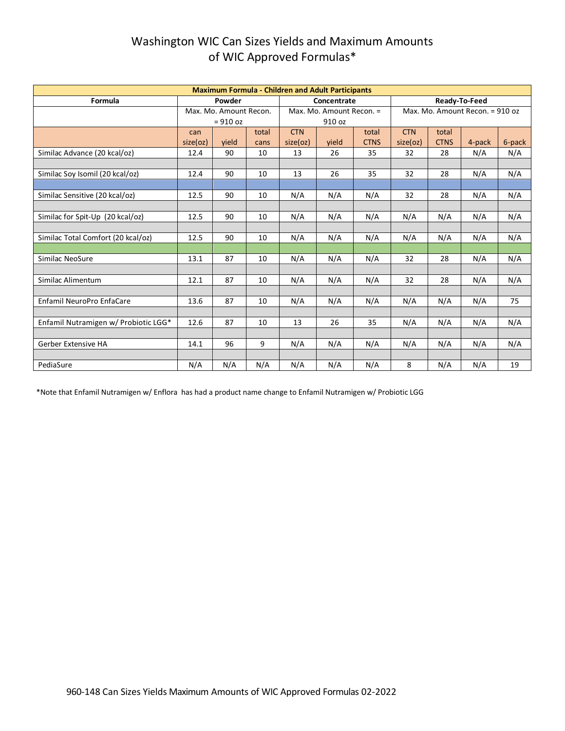# Washington WIC Can Sizes Yields and Maximum Amounts of WIC Approved Formulas*

| Maximum Formula - Children and Adult Participants | | | | | | | | | | |
|---|---|---|---|---|---|---|---|---|---|---|
| Formula | Powder | | | Concentrate | | | Ready-To-Feed | | | |
| | Max. Mo. Amount Recon. = 910 oz | | | Max. Mo. Amount Recon. = 910 oz | | | Max. Mo. Amount Recon. = 910 oz | | | |
| | can size(oz) | yield | total cans | CTN size(oz) | yield | total CTNS | CTN size(oz) | total CTNS | 4-pack | 6-pack |
| Similac Advance (20 kcal/oz) | 12.4 | 90 | 10 | 13 | 26 | 35 | 32 | 28 | N/A | N/A |
| Similac Soy Isomil (20 kcal/oz) | 12.4 | 90 | 10 | 13 | 26 | 35 | 32 | 28 | N/A | N/A |
| Similac Sensitive (20 kcal/oz) | 12.5 | 90 | 10 | N/A | N/A | N/A | 32 | 28 | N/A | N/A |
| Similac for Spit-Up (20 kcal/oz) | 12.5 | 90 | 10 | N/A | N/A | N/A | N/A | N/A | N/A | N/A |
| Similac Total Comfort (20 kcal/oz) | 12.5 | 90 | 10 | N/A | N/A | N/A | N/A | N/A | N/A | N/A |
| Similac NeoSure | 13.1 | 87 | 10 | N/A | N/A | N/A | 32 | 28 | N/A | N/A |
| Similac Alimentum | 12.1 | 87 | 10 | N/A | N/A | N/A | 32 | 28 | N/A | N/A |
| Enfamil NeuroPro EnfaCare | 13.6 | 87 | 10 | N/A | N/A | N/A | N/A | N/A | N/A | 75 |
| Enfamil Nutramigen w/ Probiotic LGG* | 12.6 | 87 | 10 | 13 | 26 | 35 | N/A | N/A | N/A | N/A |
| Gerber Extensive HA | 14.1 | 96 | 9 | N/A | N/A | N/A | N/A | N/A | N/A | N/A |
| PediaSure | N/A | N/A | N/A | N/A | N/A | N/A | 8 | N/A | N/A | 19 |

*Note that Enfamil Nutramigen w/ Enflora has had a product name change to Enfamil Nutramigen w/ Probiotic LGG

960-148 Can Sizes Yields Maximum Amounts of WIC Approved Formulas 02-2022